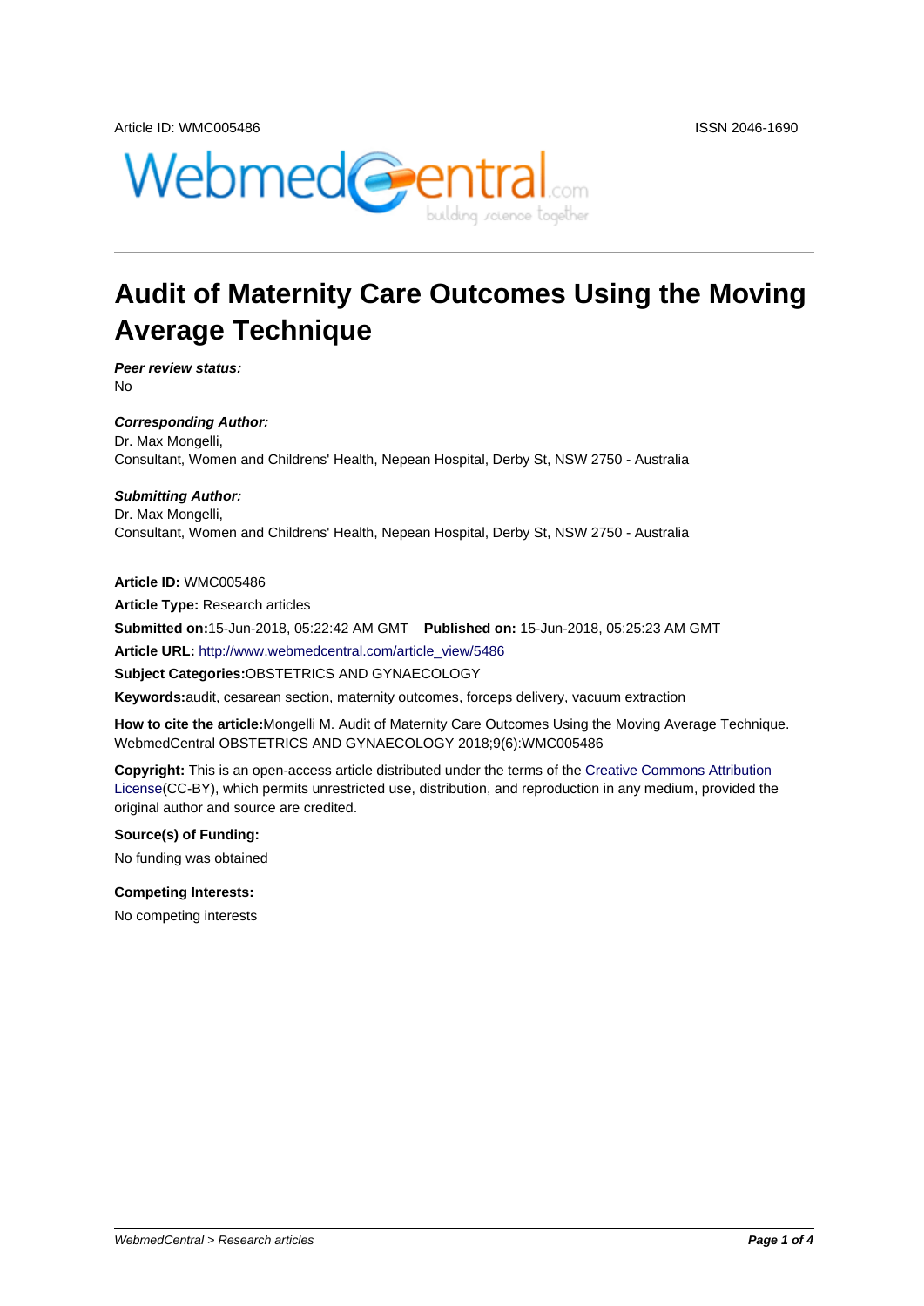Article ID: WMC005486

ISSN 2046-1690

# Audit of Maternity Care Outcomes Using the Moving Average Technique

***Peer review status:***

No

***Corresponding Author:***

Dr. Max Mongelli,
Consultant, Women and Childrens' Health, Nepean Hospital, Derby St, NSW 2750 - Australia

***Submitting Author:***

Dr. Max Mongelli,
Consultant, Women and Childrens' Health, Nepean Hospital, Derby St, NSW 2750 - Australia

**Article ID:** WMC005486

**Article Type:** Research articles

**Submitted on:**15-Jun-2018, 05:22:42 AM GMT **Published on:** 15-Jun-2018, 05:25:23 AM GMT

**Article URL:** http://www.webmedcentral.com/article_view/5486

**Subject Categories:**OBSTETRICS AND GYNAECOLOGY

**Keywords:**audit, cesarean section, maternity outcomes, forceps delivery, vacuum extraction

**How to cite the article:**Mongelli M. Audit of Maternity Care Outcomes Using the Moving Average Technique. WebmedCentral OBSTETRICS AND GYNAECOLOGY 2018;9(6):WMC005486

**Copyright:** This is an open-access article distributed under the terms of the Creative Commons Attribution License(CC-BY), which permits unrestricted use, distribution, and reproduction in any medium, provided the original author and source are credited.

**Source(s) of Funding:**

No funding was obtained

**Competing Interests:**

No competing interests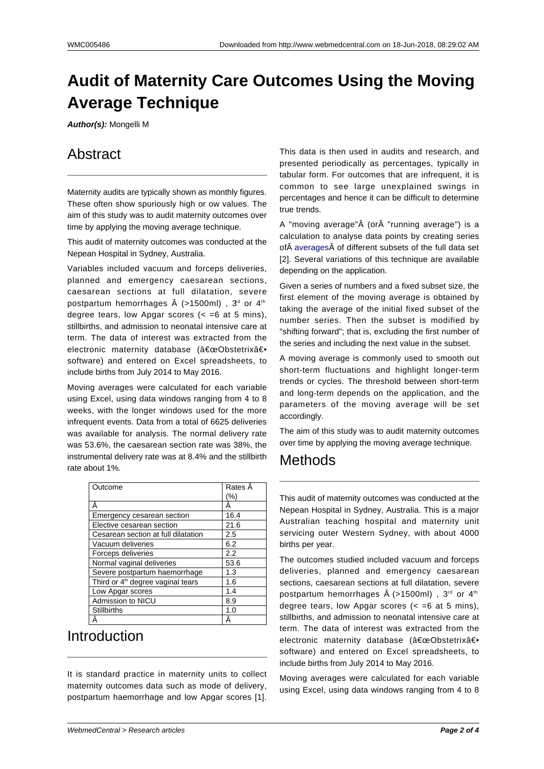# Audit of Maternity Care Outcomes Using the Moving Average Technique

***Author(s):*** Mongelli M

## Abstract

Maternity audits are typically shown as monthly figures. These often show spuriously high or ow values. The aim of this study was to audit maternity outcomes over time by applying the moving average technique.

This audit of maternity outcomes was conducted at the Nepean Hospital in Sydney, Australia.

Variables included vacuum and forceps deliveries, planned and emergency caesarean sections, caesarean sections at full dilatation, severe postpartum hemorrhages Â (>1500ml) , 3[d] or 4[th] degree tears, low Apgar scores (< =6 at 5 mins), stillbirths, and admission to neonatal intensive care at term. The data of interest was extracted from the electronic maternity database (â€œObstetrixâ€• software) and entered on Excel spreadsheets, to include births from July 2014 to May 2016.

Moving averages were calculated for each variable using Excel, using data windows ranging from 4 to 8 weeks, with the longer windows used for the more infrequent events. Data from a total of 6625 deliveries was available for analysis. The normal delivery rate was 53.6%, the caesarean section rate was 38%, the instrumental delivery rate was at 8.4% and the stillbirth rate about 1%.

| Outcome | Rates Â (%) |
|---|---|
| Â | Â |
| Emergency cesarean section | 16.4 |
| Elective cesarean section | 21.6 |
| Cesarean section at full dilatation | 2.5 |
| Vacuum deliveries | 6.2 |
| Forceps deliveries | 2.2 |
| Normal vaginal deliveries | 53.6 |
| Severe postpartum haemorrhage | 1.3 |
| Third or 4[th] degree vaginal tears | 1.6 |
| Low Apgar scores | 1.4 |
| Admission to NICU | 8.9 |
| Stillbirths | 1.0 |
| Â | Â |

## Introduction

It is standard practice in maternity units to collect maternity outcomes data such as mode of delivery, postpartum haemorrhage and low Apgar scores [1]. This data is then used in audits and research, and presented periodically as percentages, typically in tabular form. For outcomes that are infrequent, it is common to see large unexplained swings in percentages and hence it can be difficult to determine true trends.

A "moving average"Â (orÂ "running average") is a calculation to analyse data points by creating series ofÂ averagesÂ of different subsets of the full data set [2]. Several variations of this technique are available depending on the application.

Given a series of numbers and a fixed subset size, the first element of the moving average is obtained by taking the average of the initial fixed subset of the number series. Then the subset is modified by "shifting forward"; that is, excluding the first number of the series and including the next value in the subset.

A moving average is commonly used to smooth out short-term fluctuations and highlight longer-term trends or cycles. The threshold between short-term and long-term depends on the application, and the parameters of the moving average will be set accordingly.

The aim of this study was to audit maternity outcomes over time by applying the moving average technique.

## Methods

This audit of maternity outcomes was conducted at the Nepean Hospital in Sydney, Australia. This is a major Australian teaching hospital and maternity unit servicing outer Western Sydney, with about 4000 births per year.

The outcomes studied included vacuum and forceps deliveries, planned and emergency caesarean sections, caesarean sections at full dilatation, severe postpartum hemorrhages Â (>1500ml) , 3[rd] or 4[th] degree tears, low Apgar scores (< =6 at 5 mins), stillbirths, and admission to neonatal intensive care at term. The data of interest was extracted from the electronic maternity database (â€œObstetrixâ€• software) and entered on Excel spreadsheets, to include births from July 2014 to May 2016.

Moving averages were calculated for each variable using Excel, using data windows ranging from 4 to 8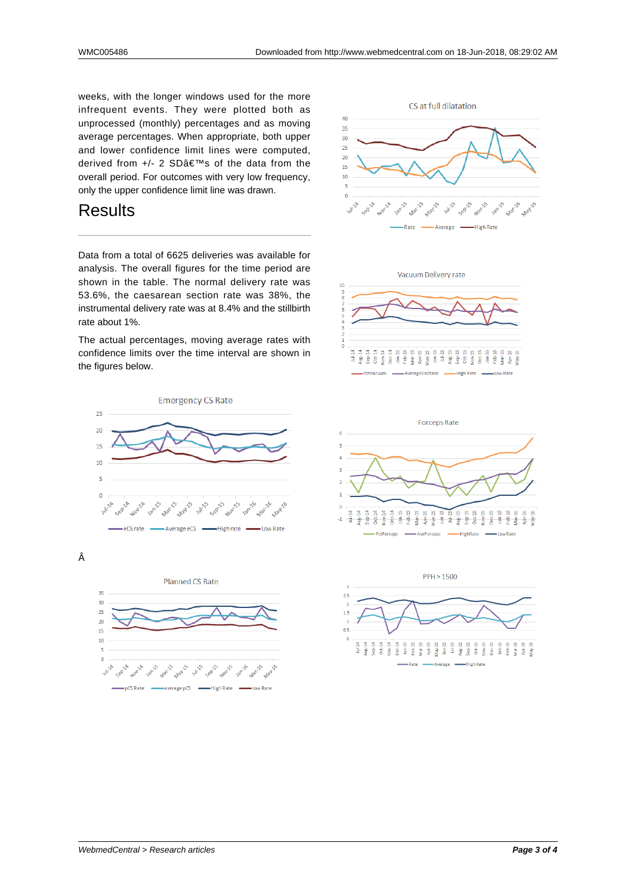weeks, with the longer windows used for the more infrequent events. They were plotted both as unprocessed (monthly) percentages and as moving average percentages. When appropriate, both upper and lower confidence limit lines were computed, derived from +/- 2 SDâ€™s of the data from the overall period. For outcomes with very low frequency, only the upper confidence limit line was drawn.

# Results

Data from a total of 6625 deliveries was available for analysis. The overall figures for the time period are shown in the table. The normal delivery rate was 53.6%, the caesarean section rate was 38%, the instrumental delivery rate was at 8.4% and the stillbirth rate about 1%.

The actual percentages, moving average rates with confidence limits over the time interval are shown in the figures below.

Â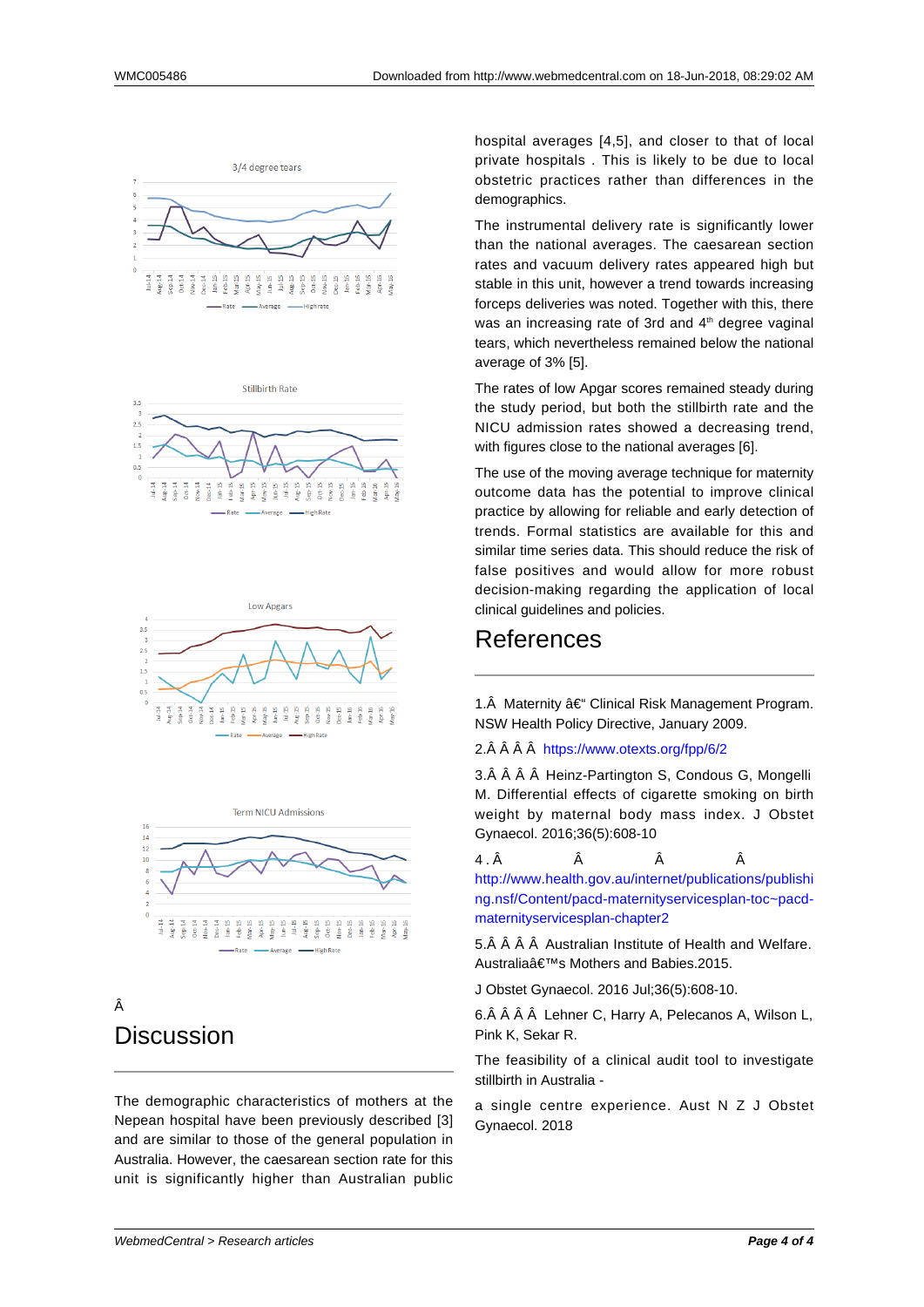3/4 degree tears

7
6
5
4
3
2
1
0

Jul-14 Aug-14 Sep-14 Oct-14 Nov-14 Dec-14 Jan-15 Feb-15 Mar-15 Apr-15 May-15 Jun-15 Jul-15 Aug-15 Sep-15 Oct-15 Nov-15 Dec-15 Jan-16 Feb-16 Mar-16 Apr-16 May-16

Rate — Average — High rate

Stillbirth Rate

3.5
3
2.5
2
1.5
1
0.5
0

Jul-14 Aug-14 Sep-14 Oct-14 Nov-14 Dec-14 Jan-15 Feb-15 Mar-15 Apr-15 May-15 Jun-15 Jul-15 Aug-15 Sep-15 Oct-15 Nov-15 Dec-15 Jan-16 Feb-16 Mar-16 Apr-16 May-16

Rate — Average — High Rate

Low Apgars

4
3.5
3
2.5
2
1.5
1
0.5
0

Jul-14 Aug-14 Sep-14 Oct-14 Nov-14 Dec-14 Jan-15 Feb-15 Mar-15 Apr-15 May-15 Jun-15 Jul-15 Aug-15 Sep-15 Oct-15 Nov-15 Dec-15 Jan-16 Feb-16 Mar-16 Apr-16 May-16

Rate — Average — High Rate

Term NICU Admissions

16
14
12
10
8
6
4
2
0

Jul-14 Aug-14 Sep-14 Oct-14 Nov-14 Dec-14 Jan-15 Feb-15 Mar-15 Apr-15 May-15 Jun-15 Jul-15 Aug-15 Sep-15 Oct-15 Nov-15 Dec-15 Jan-16 Feb-16 Mar-16 Apr-16 May-16

Rate — Average — High Rate

Â

# Discussion

The demographic characteristics of mothers at the Nepean hospital have been previously described [3] and are similar to those of the general population in Australia. However, the caesarean section rate for this unit is significantly higher than Australian public hospital averages [4,5], and closer to that of local private hospitals . This is likely to be due to local obstetric practices rather than differences in the demographics.

The instrumental delivery rate is significantly lower than the national averages. The caesarean section rates and vacuum delivery rates appeared high but stable in this unit, however a trend towards increasing forceps deliveries was noted. Together with this, there was an increasing rate of 3rd and 4th degree vaginal tears, which nevertheless remained below the national average of 3% [5].

The rates of low Apgar scores remained steady during the study period, but both the stillbirth rate and the NICU admission rates showed a decreasing trend, with figures close to the national averages [6].

The use of the moving average technique for maternity outcome data has the potential to improve clinical practice by allowing for reliable and early detection of trends. Formal statistics are available for this and similar time series data. This should reduce the risk of false positives and would allow for more robust decision-making regarding the application of local clinical guidelines and policies.

# References

1.Â Maternity â€“ Clinical Risk Management Program. NSW Health Policy Directive, January 2009.

2.Â Â Â Â https://www.otexts.org/fpp/6/2

3.Â Â Â Â Heinz-Partington S, Condous G, Mongelli M. Differential effects of cigarette smoking on birth weight by maternal body mass index. J Obstet Gynaecol. 2016;36(5):608-10

4.Â Â Â Â http://www.health.gov.au/internet/publications/publishing.nsf/Content/pacd-maternityservicesplan-toc~pacd-maternityservicesplan-chapter2

5.Â Â Â Â Australian Institute of Health and Welfare. Australiaâ€™s Mothers and Babies.2015.

J Obstet Gynaecol. 2016 Jul;36(5):608-10.

6.Â Â Â Â Lehner C, Harry A, Pelecanos A, Wilson L, Pink K, Sekar R.

The feasibility of a clinical audit tool to investigate stillbirth in Australia -

a single centre experience. Aust N Z J Obstet Gynaecol. 2018